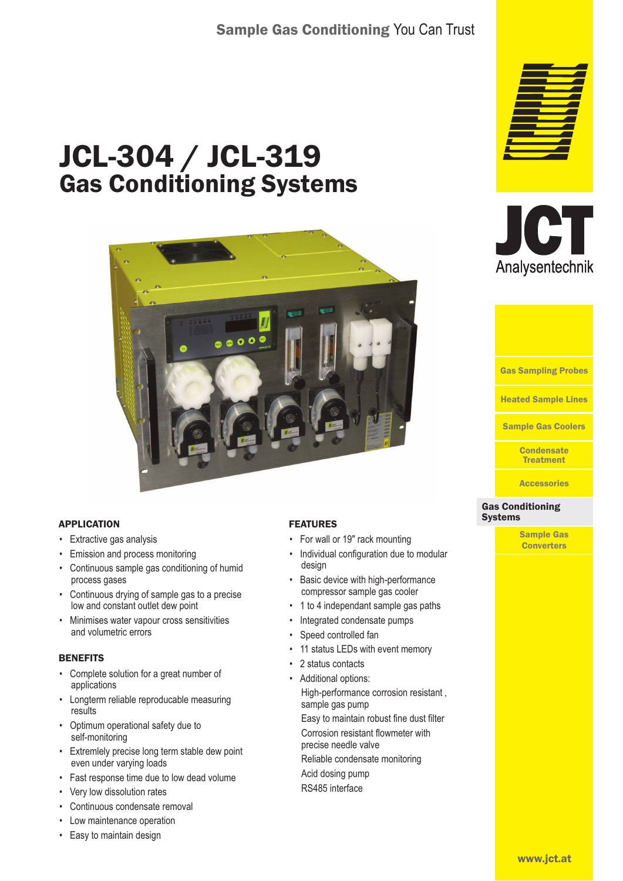Sample Gas Conditioning You Can Trust

# JCL-304 / JCL-319
## Gas Conditioning Systems

JCT Analysentechnik

- Gas Sampling Probes
- Heated Sample Lines
- Sample Gas Coolers
- Condensate Treatment
- Accessories
- **Gas Conditioning Systems**
- Sample Gas Converters

### APPLICATION

- Extractive gas analysis
- Emission and process monitoring
- Continuous sample gas conditioning of humid process gases
- Continuous drying of sample gas to a precise low and constant outlet dew point
- Minimises water vapour cross sensitivities and volumetric errors

### BENEFITS

- Complete solution for a great number of applications
- Longterm reliable reproducable measuring results
- Optimum operational safety due to self-monitoring
- Extremlely precise long term stable dew point even under varying loads
- Fast response time due to low dead volume
- Very low dissolution rates
- Continuous condensate removal
- Low maintenance operation
- Easy to maintain design

### FEATURES

- For wall or 19" rack mounting
- Individual configuration due to modular design
- Basic device with high-performance compressor sample gas cooler
- 1 to 4 independant sample gas paths
- Integrated condensate pumps
- Speed controlled fan
- 11 status LEDs with event memory
- 2 status contacts
- Additional options:

  High-performance corrosion resistant , sample gas pump

  Easy to maintain robust fine dust filter

  Corrosion resistant flowmeter with precise needle valve

  Reliable condensate monitoring

  Acid dosing pump

  RS485 interface

www.jct.at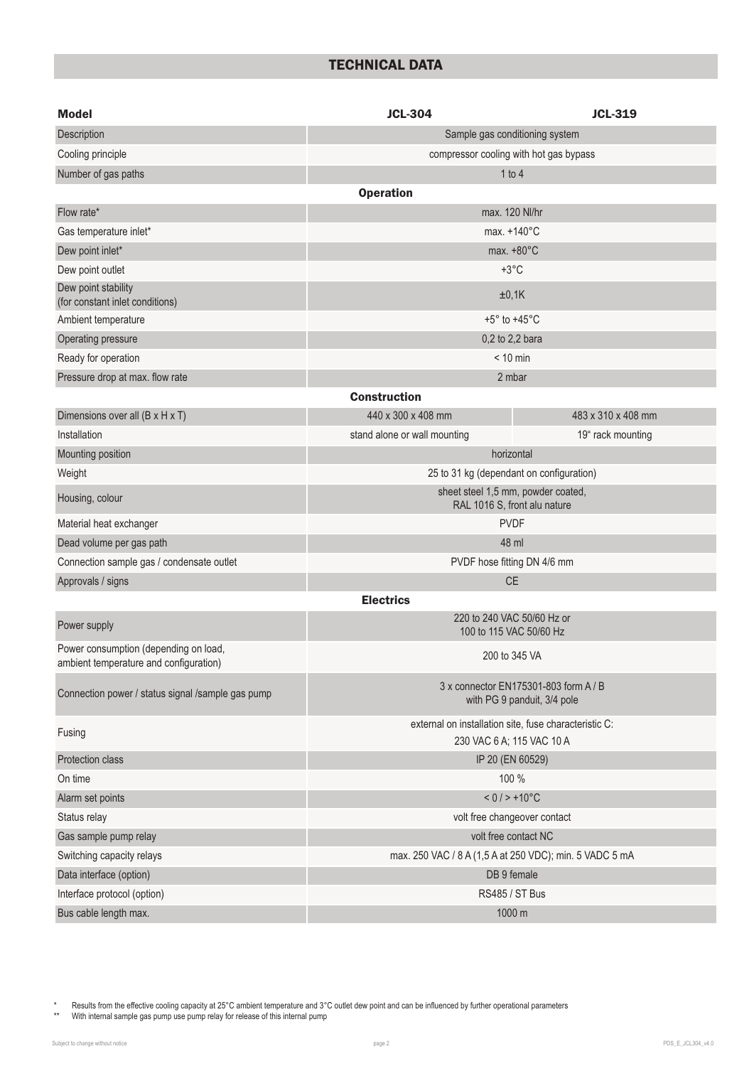## TECHNICAL DATA

| Model | JCL-304 | JCL-319 |
|---|---|---|
| Description | Sample gas conditioning system | |
| Cooling principle | compressor cooling with hot gas bypass | |
| Number of gas paths | 1 to 4 | |
| **Operation** | | |
| Flow rate* | max. 120 Nl/hr | |
| Gas temperature inlet* | max. +140°C | |
| Dew point inlet* | max. +80°C | |
| Dew point outlet | +3°C | |
| Dew point stability (for constant inlet conditions) | ±0,1K | |
| Ambient temperature | +5° to +45°C | |
| Operating pressure | 0,2 to 2,2 bara | |
| Ready for operation | < 10 min | |
| Pressure drop at max. flow rate | 2 mbar | |
| **Construction** | | |
| Dimensions over all (B x H x T) | 440 x 300 x 408 mm | 483 x 310 x 408 mm |
| Installation | stand alone or wall mounting | 19" rack mounting |
| Mounting position | horizontal | |
| Weight | 25 to 31 kg (dependant on configuration) | |
| Housing, colour | sheet steel 1,5 mm, powder coated, RAL 1016 S, front alu nature | |
| Material heat exchanger | PVDF | |
| Dead volume per gas path | 48 ml | |
| Connection sample gas / condensate outlet | PVDF hose fitting DN 4/6 mm | |
| Approvals / signs | CE | |
| **Electrics** | | |
| Power supply | 220 to 240 VAC 50/60 Hz or 100 to 115 VAC 50/60 Hz | |
| Power consumption (depending on load, ambient temperature and configuration) | 200 to 345 VA | |
| Connection power / status signal /sample gas pump | 3 x connector EN175301-803 form A / B with PG 9 panduit, 3/4 pole | |
| Fusing | external on installation site, fuse characteristic C: 230 VAC 6 A; 115 VAC 10 A | |
| Protection class | IP 20 (EN 60529) | |
| On time | 100 % | |
| Alarm set points | < 0 / > +10°C | |
| Status relay | volt free changeover contact | |
| Gas sample pump relay | volt free contact NC | |
| Switching capacity relays | max. 250 VAC / 8 A (1,5 A at 250 VDC); min. 5 VADC 5 mA | |
| Data interface (option) | DB 9 female | |
| Interface protocol (option) | RS485 / ST Bus | |
| Bus cable length max. | 1000 m | |

\* Results from the effective cooling capacity at 25°C ambient temperature and 3°C outlet dew point and can be influenced by further operational parameters

\*\* With internal sample gas pump use pump relay for release of this internal pump

Subject to change without notice

PDS_E_JCL304_v4.0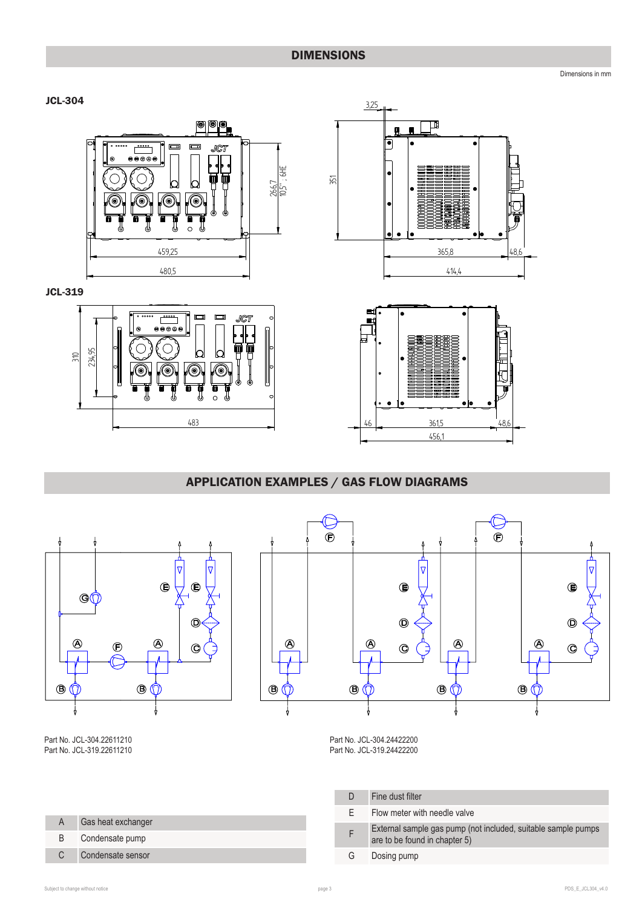## DIMENSIONS

Dimensions in mm

### JCL-304

### JCL-319

## APPLICATION EXAMPLES / GAS FLOW DIAGRAMS

Part No. JCL-304.22611210
Part No. JCL-319.22611210

Part No. JCL-304.24422200
Part No. JCL-319.24422200

| | |
|---|---|
| A | Gas heat exchanger |
| B | Condensate pump |
| C | Condensate sensor |

| | |
|---|---|
| D | Fine dust filter |
| E | Flow meter with needle valve |
| F | External sample gas pump (not included, suitable sample pumps are to be found in chapter 5) |
| G | Dosing pump |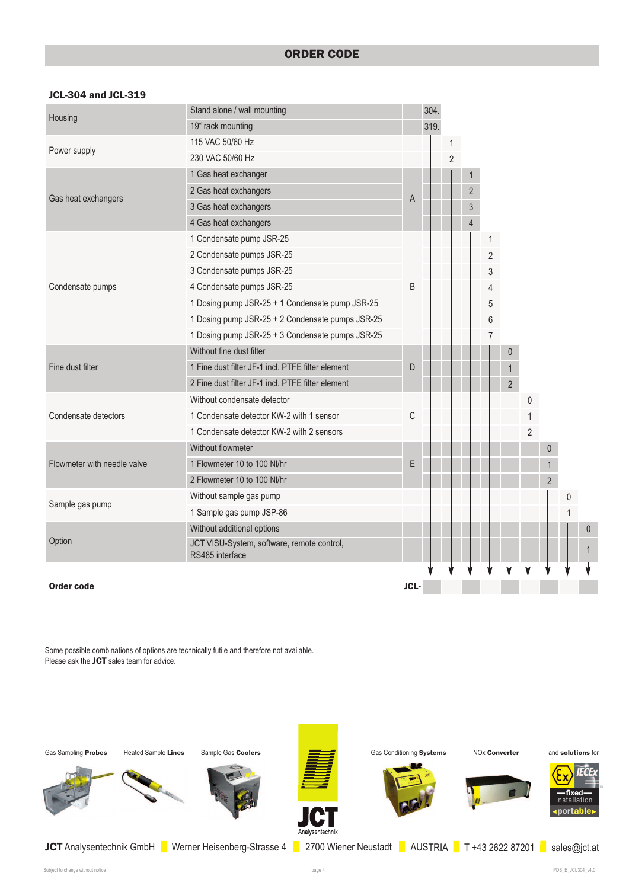## ORDER CODE

### JCL-304 and JCL-319

| | | | | | | | | | | | | |
|---|---|---|---|---|---|---|---|---|---|---|---|---|
| Housing | Stand alone / wall mounting | | 304. | | | | | | | | | |
| | 19" rack mounting | | 319. | | | | | | | | | |
| Power supply | 115 VAC 50/60 Hz | | | 1 | | | | | | | | |
| | 230 VAC 50/60 Hz | | | 2 | | | | | | | | |
| Gas heat exchangers | 1 Gas heat exchanger | A | | | 1 | | | | | | | |
| | 2 Gas heat exchangers | | | | 2 | | | | | | | |
| | 3 Gas heat exchangers | | | | 3 | | | | | | | |
| | 4 Gas heat exchangers | | | | 4 | | | | | | | |
| Condensate pumps | 1 Condensate pump JSR-25 | B | | | | 1 | | | | | | |
| | 2 Condensate pumps JSR-25 | | | | | 2 | | | | | | |
| | 3 Condensate pumps JSR-25 | | | | | 3 | | | | | | |
| | 4 Condensate pumps JSR-25 | | | | | 4 | | | | | | |
| | 1 Dosing pump JSR-25 + 1 Condensate pump JSR-25 | | | | | 5 | | | | | | |
| | 1 Dosing pump JSR-25 + 2 Condensate pumps JSR-25 | | | | | 6 | | | | | | |
| | 1 Dosing pump JSR-25 + 3 Condensate pumps JSR-25 | | | | | 7 | | | | | | |
| Fine dust filter | Without fine dust filter | D | | | | | 0 | | | | | |
| | 1 Fine dust filter JF-1 incl. PTFE filter element | | | | | | 1 | | | | | |
| | 2 Fine dust filter JF-1 incl. PTFE filter element | | | | | | 2 | | | | | |
| Condensate detectors | Without condensate detector | C | | | | | | 0 | | | | |
| | 1 Condensate detector KW-2 with 1 sensor | | | | | | | 1 | | | | |
| | 1 Condensate detector KW-2 with 2 sensors | | | | | | | 2 | | | | |
| Flowmeter with needle valve | Without flowmeter | E | | | | | | | 0 | | | |
| | 1 Flowmeter 10 to 100 Nl/hr | | | | | | | | 1 | | | |
| | 2 Flowmeter 10 to 100 Nl/hr | | | | | | | | 2 | | | |
| Sample gas pump | Without sample gas pump | | | | | | | | | 0 | | |
| | 1 Sample gas pump JSP-86 | | | | | | | | | 1 | | |
| Option | Without additional options | | | | | | | | | | 0 | |
| | JCT VISU-System, software, remote control, RS485 interface | | | | | | | | | | 1 | |
| **Order code** | | **JCL-** | | | | | | | | | | |

Some possible combinations of options are technically futile and therefore not available.
Please ask the **JCT** sales team for advice.

Gas Sampling **Probes** | Heated Sample **Lines** | Sample Gas **Coolers** | Gas Conditioning **Systems** | **NOx Converter** | and **solutions** for

**JCT** Analysentechnik GmbH | Werner Heisenberg-Strasse 4 | 2700 Wiener Neustadt | AUSTRIA | T +43 2622 87201 | sales@jct.at

Subject to change without notice | PDS_E_JCL304_v4.0